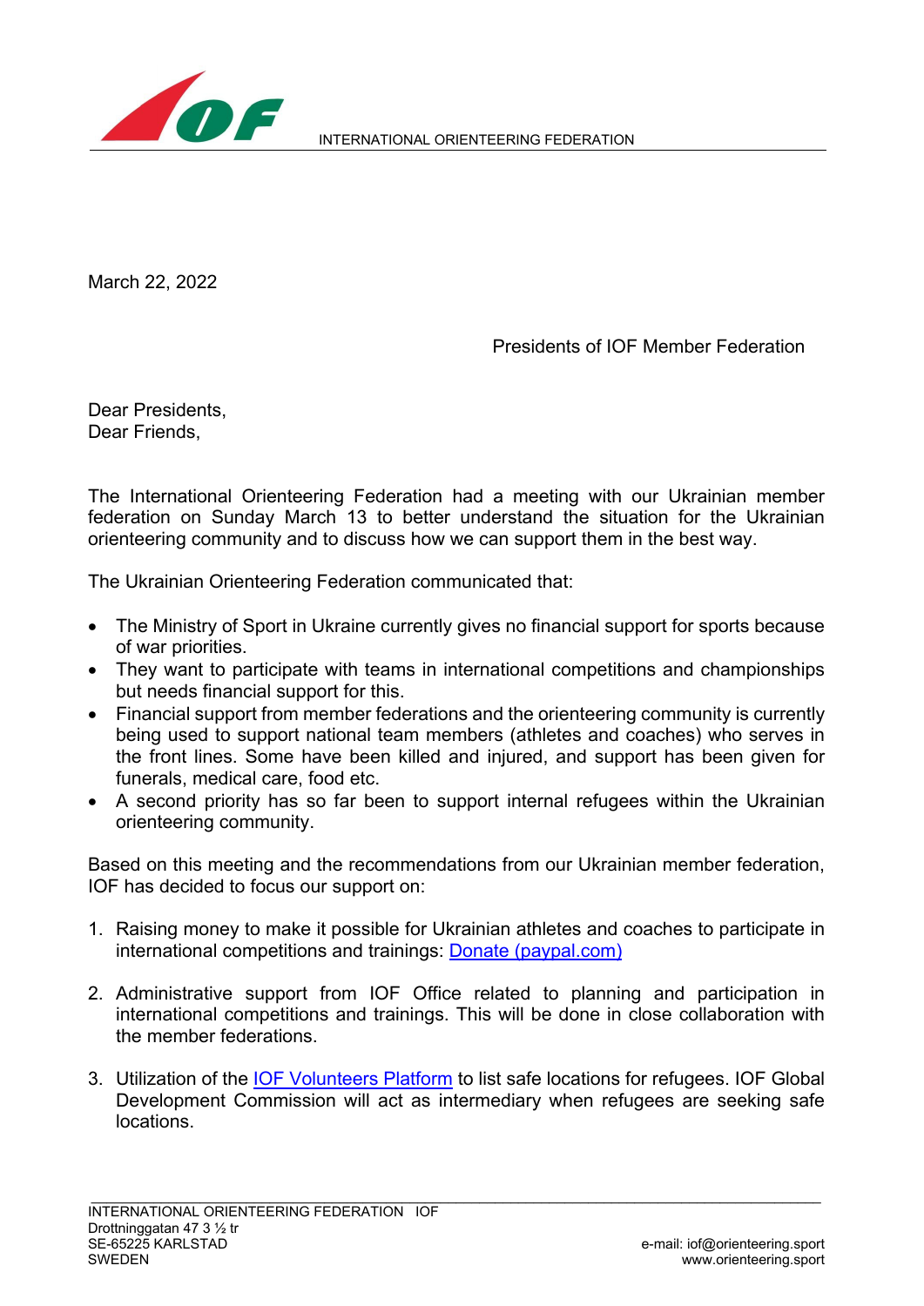INTERNATIONAL ORIENTEERING FEDERATION

March 22, 2022

Presidents of IOF Member Federation

Dear Presidents,
Dear Friends,

The International Orienteering Federation had a meeting with our Ukrainian member federation on Sunday March 13 to better understand the situation for the Ukrainian orienteering community and to discuss how we can support them in the best way.

The Ukrainian Orienteering Federation communicated that:

- The Ministry of Sport in Ukraine currently gives no financial support for sports because of war priorities.
- They want to participate with teams in international competitions and championships but needs financial support for this.
- Financial support from member federations and the orienteering community is currently being used to support national team members (athletes and coaches) who serves in the front lines. Some have been killed and injured, and support has been given for funerals, medical care, food etc.
- A second priority has so far been to support internal refugees within the Ukrainian orienteering community.

Based on this meeting and the recommendations from our Ukrainian member federation, IOF has decided to focus our support on:

1. Raising money to make it possible for Ukrainian athletes and coaches to participate in international competitions and trainings: Donate (paypal.com)

2. Administrative support from IOF Office related to planning and participation in international competitions and trainings. This will be done in close collaboration with the member federations.

3. Utilization of the IOF Volunteers Platform to list safe locations for refugees. IOF Global Development Commission will act as intermediary when refugees are seeking safe locations.

INTERNATIONAL ORIENTEERING FEDERATION IOF
Drottninggatan 47 3 ½ tr
SE-65225 KARLSTAD
SWEDEN

e-mail: iof@orienteering.sport
www.orienteering.sport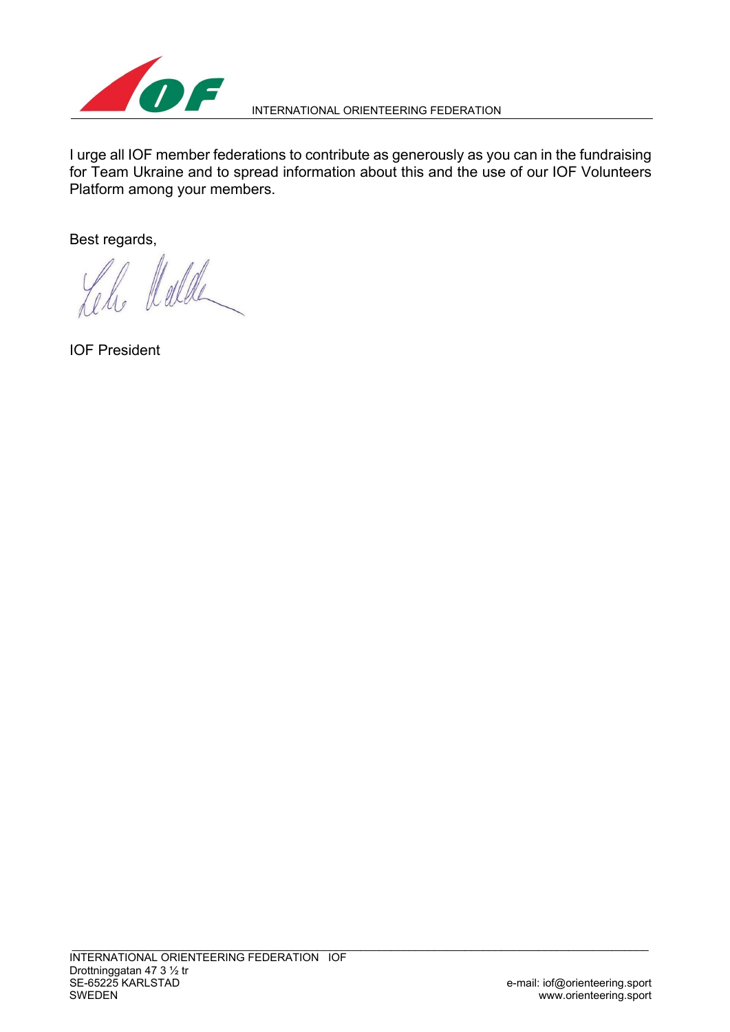I urge all IOF member federations to contribute as generously as you can in the fundraising for Team Ukraine and to spread information about this and the use of our IOF Volunteers Platform among your members.

Best regards,

IOF President